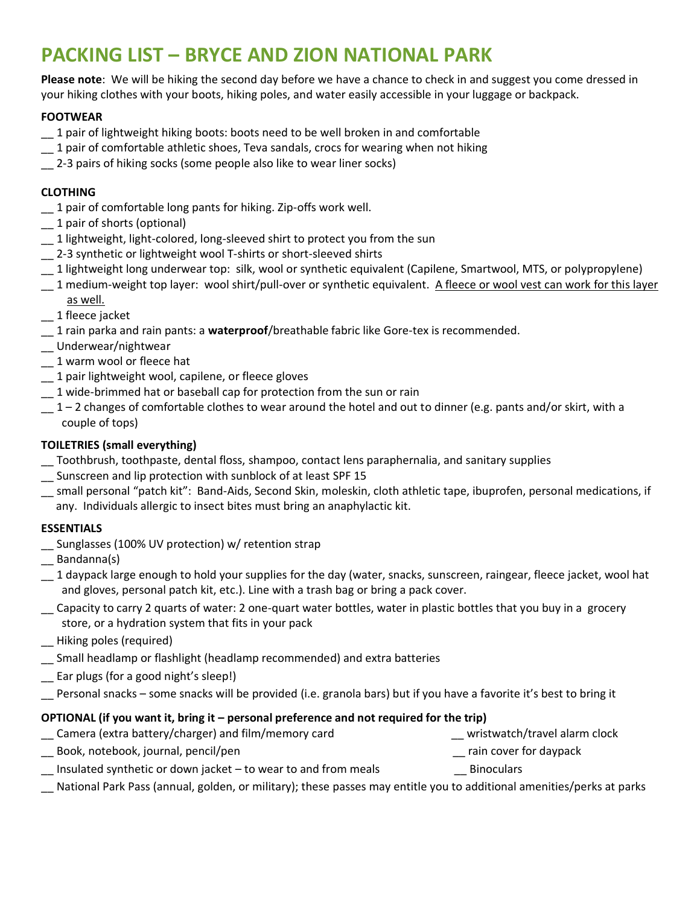# PACKING LIST – BRYCE AND ZION NATIONAL PARK

**Please note**: We will be hiking the second day before we have a chance to check in and suggest you come dressed in your hiking clothes with your boots, hiking poles, and water easily accessible in your luggage or backpack.

**FOOTWEAR**

- __ 1 pair of lightweight hiking boots: boots need to be well broken in and comfortable
- __ 1 pair of comfortable athletic shoes, Teva sandals, crocs for wearing when not hiking
- __ 2-3 pairs of hiking socks (some people also like to wear liner socks)

**CLOTHING**

- __ 1 pair of comfortable long pants for hiking. Zip-offs work well.
- __ 1 pair of shorts (optional)
- __ 1 lightweight, light-colored, long-sleeved shirt to protect you from the sun
- __ 2-3 synthetic or lightweight wool T-shirts or short-sleeved shirts
- __ 1 lightweight long underwear top: silk, wool or synthetic equivalent (Capilene, Smartwool, MTS, or polypropylene)
- __ 1 medium-weight top layer: wool shirt/pull-over or synthetic equivalent. <u>A fleece or wool vest can work for this layer as well.</u>
- __ 1 fleece jacket
- __ 1 rain parka and rain pants: a **waterproof**/breathable fabric like Gore-tex is recommended.
- __ Underwear/nightwear
- __ 1 warm wool or fleece hat
- __ 1 pair lightweight wool, capilene, or fleece gloves
- __ 1 wide-brimmed hat or baseball cap for protection from the sun or rain
- __ 1 – 2 changes of comfortable clothes to wear around the hotel and out to dinner (e.g. pants and/or skirt, with a couple of tops)

**TOILETRIES (small everything)**

- __ Toothbrush, toothpaste, dental floss, shampoo, contact lens paraphernalia, and sanitary supplies
- __ Sunscreen and lip protection with sunblock of at least SPF 15
- __ small personal "patch kit": Band-Aids, Second Skin, moleskin, cloth athletic tape, ibuprofen, personal medications, if any. Individuals allergic to insect bites must bring an anaphylactic kit.

**ESSENTIALS**

- __ Sunglasses (100% UV protection) w/ retention strap
- __ Bandanna(s)
- __ 1 daypack large enough to hold your supplies for the day (water, snacks, sunscreen, raingear, fleece jacket, wool hat and gloves, personal patch kit, etc.). Line with a trash bag or bring a pack cover.
- __ Capacity to carry 2 quarts of water: 2 one-quart water bottles, water in plastic bottles that you buy in a grocery store, or a hydration system that fits in your pack
- __ Hiking poles (required)
- __ Small headlamp or flashlight (headlamp recommended) and extra batteries
- __ Ear plugs (for a good night's sleep!)
- __ Personal snacks – some snacks will be provided (i.e. granola bars) but if you have a favorite it's best to bring it

**OPTIONAL (if you want it, bring it – personal preference and not required for the trip)**

- __ Camera (extra battery/charger) and film/memory card
- __ wristwatch/travel alarm clock
- __ Book, notebook, journal, pencil/pen
- __ rain cover for daypack
- __ Insulated synthetic or down jacket – to wear to and from meals
- __ Binoculars
- __ National Park Pass (annual, golden, or military); these passes may entitle you to additional amenities/perks at parks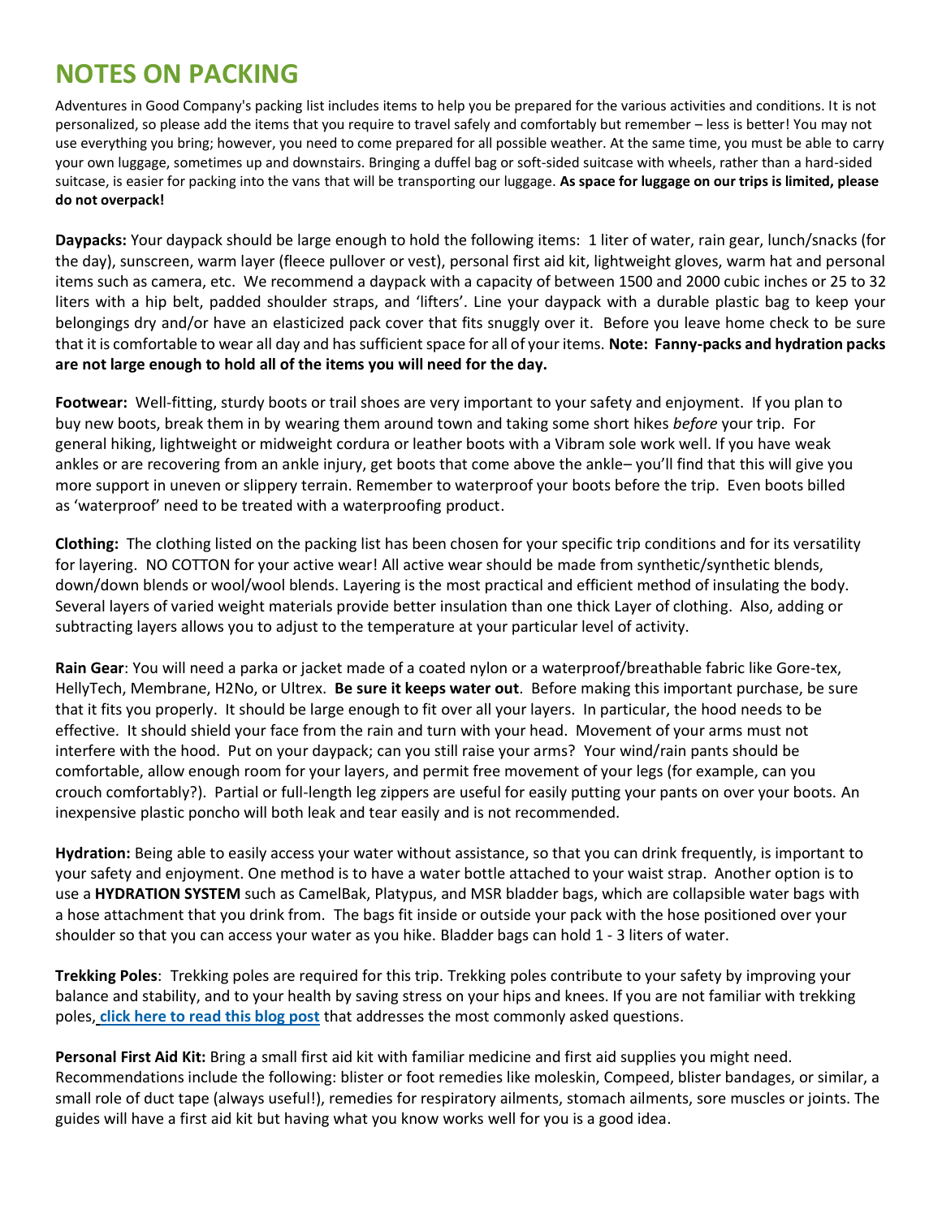# NOTES ON PACKING

Adventures in Good Company's packing list includes items to help you be prepared for the various activities and conditions. It is not personalized, so please add the items that you require to travel safely and comfortably but remember – less is better! You may not use everything you bring; however, you need to come prepared for all possible weather. At the same time, you must be able to carry your own luggage, sometimes up and downstairs. Bringing a duffel bag or soft-sided suitcase with wheels, rather than a hard-sided suitcase, is easier for packing into the vans that will be transporting our luggage. **As space for luggage on our trips is limited, please do not overpack!**

**Daypacks:** Your daypack should be large enough to hold the following items: 1 liter of water, rain gear, lunch/snacks (for the day), sunscreen, warm layer (fleece pullover or vest), personal first aid kit, lightweight gloves, warm hat and personal items such as camera, etc. We recommend a daypack with a capacity of between 1500 and 2000 cubic inches or 25 to 32 liters with a hip belt, padded shoulder straps, and 'lifters'. Line your daypack with a durable plastic bag to keep your belongings dry and/or have an elasticized pack cover that fits snuggly over it. Before you leave home check to be sure that it is comfortable to wear all day and has sufficient space for all of your items. **Note: Fanny-packs and hydration packs are not large enough to hold all of the items you will need for the day.**

**Footwear:** Well-fitting, sturdy boots or trail shoes are very important to your safety and enjoyment. If you plan to buy new boots, break them in by wearing them around town and taking some short hikes *before* your trip. For general hiking, lightweight or midweight cordura or leather boots with a Vibram sole work well. If you have weak ankles or are recovering from an ankle injury, get boots that come above the ankle– you'll find that this will give you more support in uneven or slippery terrain. Remember to waterproof your boots before the trip. Even boots billed as 'waterproof' need to be treated with a waterproofing product.

**Clothing:** The clothing listed on the packing list has been chosen for your specific trip conditions and for its versatility for layering. NO COTTON for your active wear! All active wear should be made from synthetic/synthetic blends, down/down blends or wool/wool blends. Layering is the most practical and efficient method of insulating the body. Several layers of varied weight materials provide better insulation than one thick Layer of clothing. Also, adding or subtracting layers allows you to adjust to the temperature at your particular level of activity.

**Rain Gear**: You will need a parka or jacket made of a coated nylon or a waterproof/breathable fabric like Gore-tex, HellyTech, Membrane, H2No, or Ultrex. **Be sure it keeps water out**. Before making this important purchase, be sure that it fits you properly. It should be large enough to fit over all your layers. In particular, the hood needs to be effective. It should shield your face from the rain and turn with your head. Movement of your arms must not interfere with the hood. Put on your daypack; can you still raise your arms? Your wind/rain pants should be comfortable, allow enough room for your layers, and permit free movement of your legs (for example, can you crouch comfortably?). Partial or full-length leg zippers are useful for easily putting your pants on over your boots. An inexpensive plastic poncho will both leak and tear easily and is not recommended.

**Hydration:** Being able to easily access your water without assistance, so that you can drink frequently, is important to your safety and enjoyment. One method is to have a water bottle attached to your waist strap. Another option is to use a **HYDRATION SYSTEM** such as CamelBak, Platypus, and MSR bladder bags, which are collapsible water bags with a hose attachment that you drink from. The bags fit inside or outside your pack with the hose positioned over your shoulder so that you can access your water as you hike. Bladder bags can hold 1 - 3 liters of water.

**Trekking Poles**: Trekking poles are required for this trip. Trekking poles contribute to your safety by improving your balance and stability, and to your health by saving stress on your hips and knees. If you are not familiar with trekking poles, **click here to read this blog post** that addresses the most commonly asked questions.

**Personal First Aid Kit:** Bring a small first aid kit with familiar medicine and first aid supplies you might need. Recommendations include the following: blister or foot remedies like moleskin, Compeed, blister bandages, or similar, a small role of duct tape (always useful!), remedies for respiratory ailments, stomach ailments, sore muscles or joints. The guides will have a first aid kit but having what you know works well for you is a good idea.